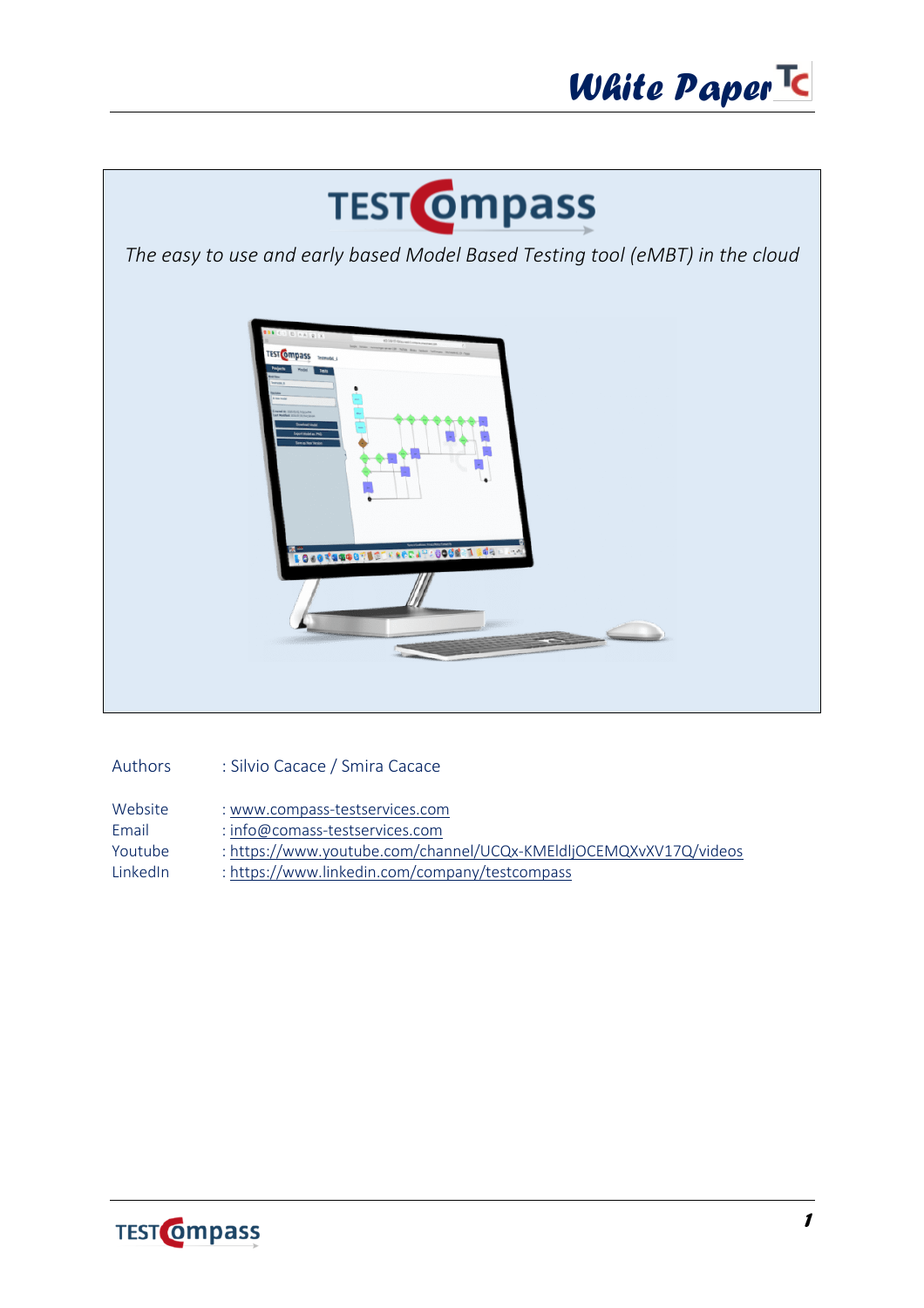# White Paper

# TESTCompass

*The easy to use and early based Model Based Testing tool (eMBT) in the cloud*

Authors : Silvio Cacace / Smira Cacace

Website : www.compass-testservices.com
Email : info@comass-testservices.com
Youtube : https://www.youtube.com/channel/UCQx-KMEldljOCEMQXvXV17Q/videos
LinkedIn : https://www.linkedin.com/company/testcompass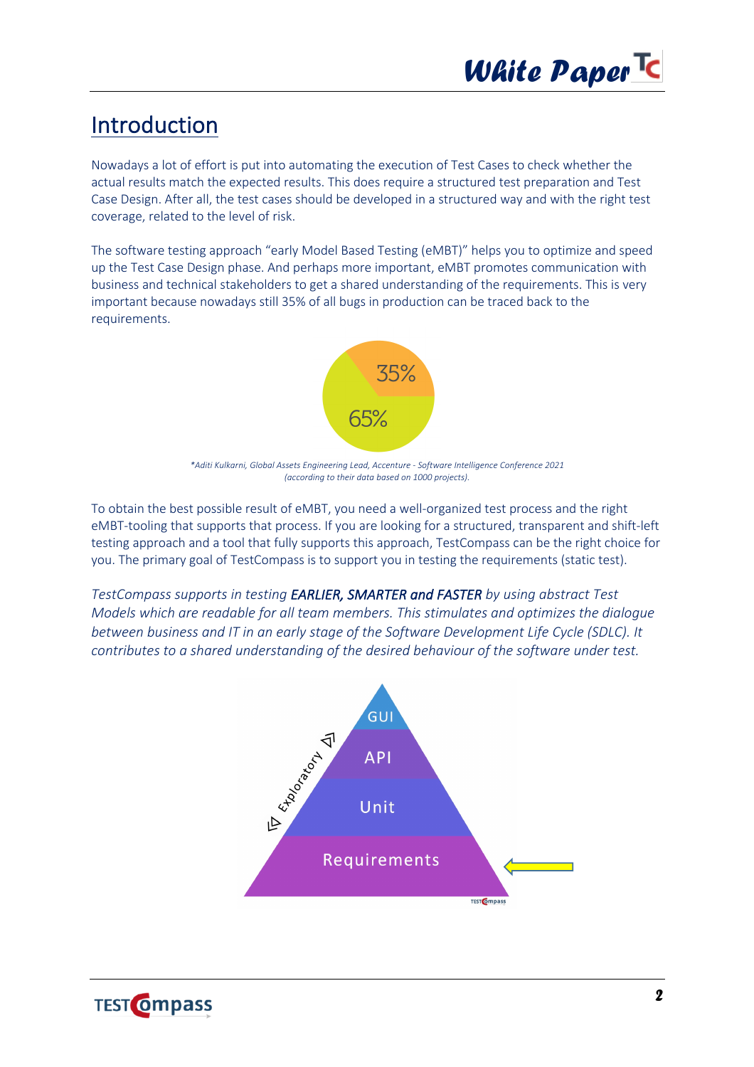# Introduction

Nowadays a lot of effort is put into automating the execution of Test Cases to check whether the actual results match the expected results. This does require a structured test preparation and Test Case Design. After all, the test cases should be developed in a structured way and with the right test coverage, related to the level of risk.

The software testing approach "early Model Based Testing (eMBT)" helps you to optimize and speed up the Test Case Design phase. And perhaps more important, eMBT promotes communication with business and technical stakeholders to get a shared understanding of the requirements. This is very important because nowadays still 35% of all bugs in production can be traced back to the requirements.

*\*Aditi Kulkarni, Global Assets Engineering Lead, Accenture - Software Intelligence Conference 2021 (according to their data based on 1000 projects).*

To obtain the best possible result of eMBT, you need a well-organized test process and the right eMBT-tooling that supports that process. If you are looking for a structured, transparent and shift-left testing approach and a tool that fully supports this approach, TestCompass can be the right choice for you. The primary goal of TestCompass is to support you in testing the requirements (static test).

*TestCompass supports in testing **EARLIER, SMARTER and FASTER** by using abstract Test Models which are readable for all team members. This stimulates and optimizes the dialogue between business and IT in an early stage of the Software Development Life Cycle (SDLC). It contributes to a shared understanding of the desired behaviour of the software under test.*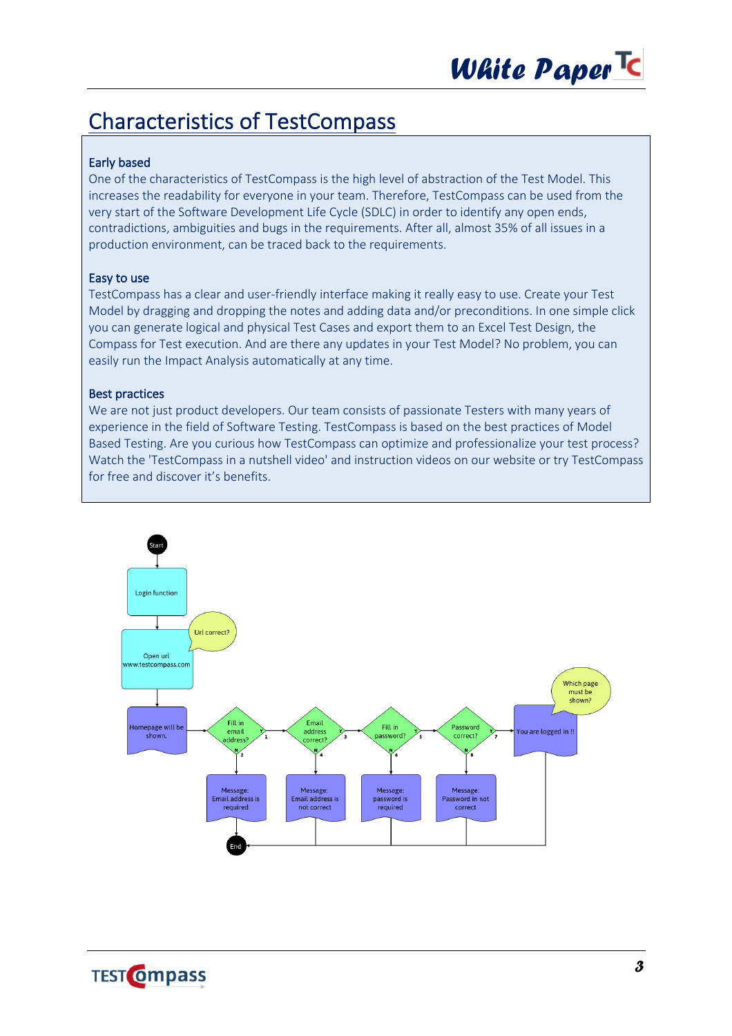# Characteristics of TestCompass

**Early based**

One of the characteristics of TestCompass is the high level of abstraction of the Test Model. This increases the readability for everyone in your team. Therefore, TestCompass can be used from the very start of the Software Development Life Cycle (SDLC) in order to identify any open ends, contradictions, ambiguities and bugs in the requirements. After all, almost 35% of all issues in a production environment, can be traced back to the requirements.

**Easy to use**

TestCompass has a clear and user-friendly interface making it really easy to use. Create your Test Model by dragging and dropping the notes and adding data and/or preconditions. In one simple click you can generate logical and physical Test Cases and export them to an Excel Test Design, the Compass for Test execution. And are there any updates in your Test Model? No problem, you can easily run the Impact Analysis automatically at any time.

**Best practices**

We are not just product developers. Our team consists of passionate Testers with many years of experience in the field of Software Testing. TestCompass is based on the best practices of Model Based Testing. Are you curious how TestCompass can optimize and professionalize your test process? Watch the 'TestCompass in a nutshell video' and instruction videos on our website or try TestCompass for free and discover it's benefits.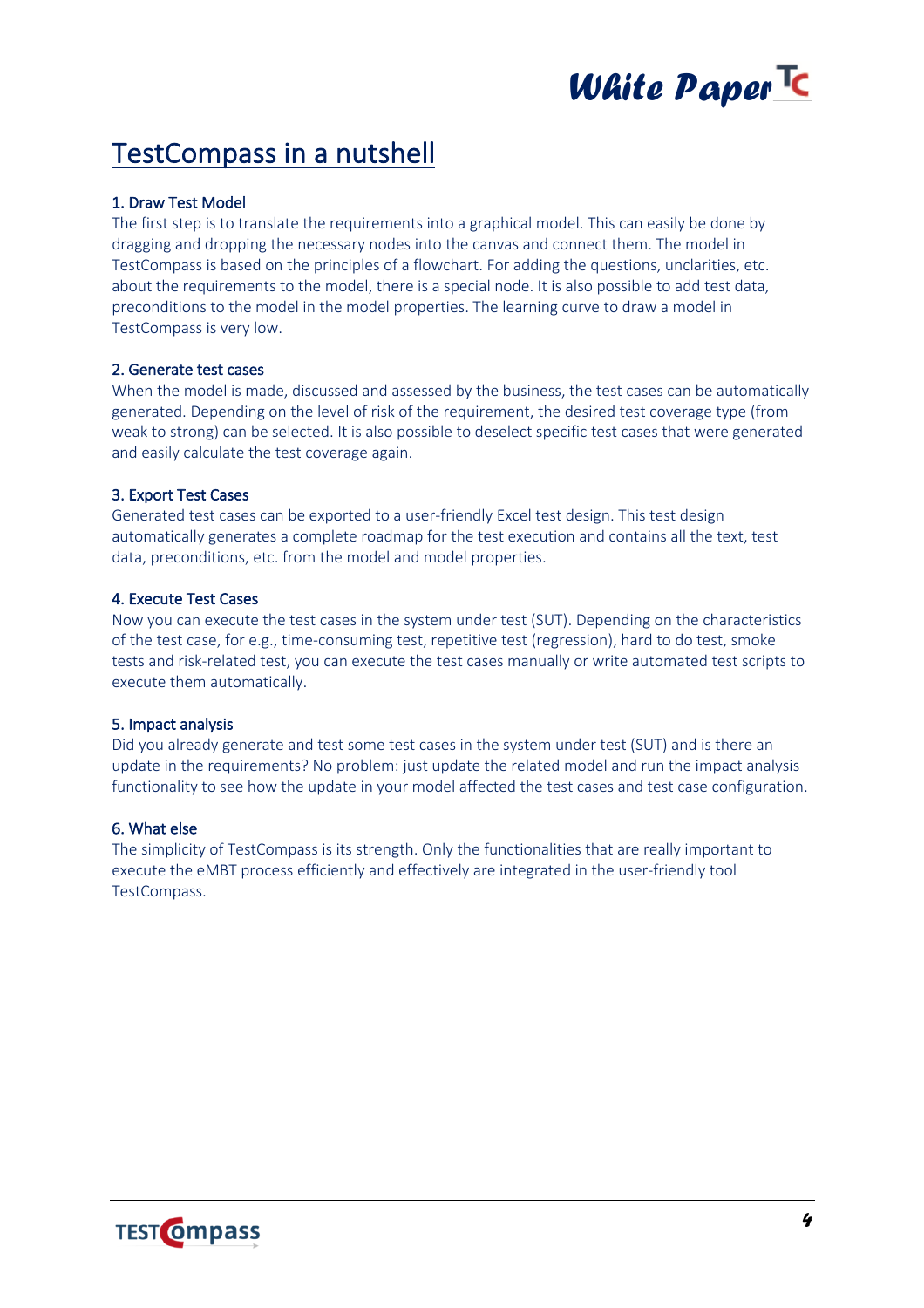# TestCompass in a nutshell

### 1. Draw Test Model

The first step is to translate the requirements into a graphical model. This can easily be done by dragging and dropping the necessary nodes into the canvas and connect them. The model in TestCompass is based on the principles of a flowchart. For adding the questions, unclarities, etc. about the requirements to the model, there is a special node. It is also possible to add test data, preconditions to the model in the model properties. The learning curve to draw a model in TestCompass is very low.

### 2. Generate test cases

When the model is made, discussed and assessed by the business, the test cases can be automatically generated. Depending on the level of risk of the requirement, the desired test coverage type (from weak to strong) can be selected. It is also possible to deselect specific test cases that were generated and easily calculate the test coverage again.

### 3. Export Test Cases

Generated test cases can be exported to a user-friendly Excel test design. This test design automatically generates a complete roadmap for the test execution and contains all the text, test data, preconditions, etc. from the model and model properties.

### 4. Execute Test Cases

Now you can execute the test cases in the system under test (SUT). Depending on the characteristics of the test case, for e.g., time-consuming test, repetitive test (regression), hard to do test, smoke tests and risk-related test, you can execute the test cases manually or write automated test scripts to execute them automatically.

### 5. Impact analysis

Did you already generate and test some test cases in the system under test (SUT) and is there an update in the requirements? No problem: just update the related model and run the impact analysis functionality to see how the update in your model affected the test cases and test case configuration.

### 6. What else

The simplicity of TestCompass is its strength. Only the functionalities that are really important to execute the eMBT process efficiently and effectively are integrated in the user-friendly tool TestCompass.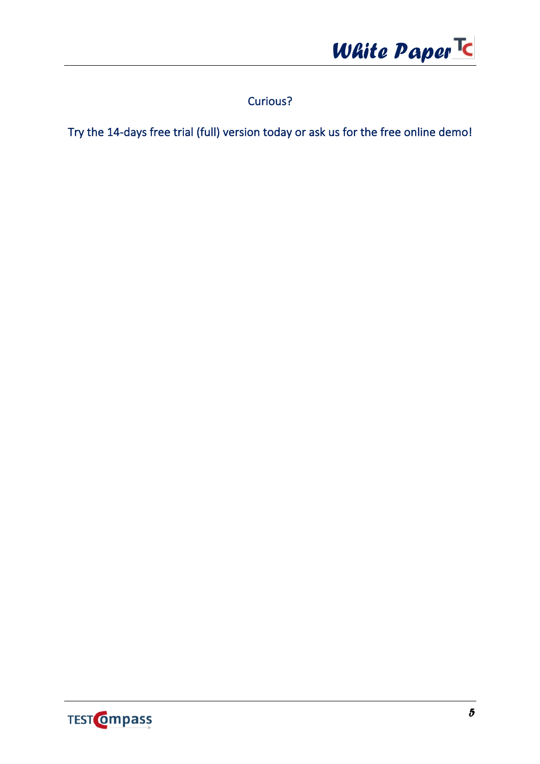Curious?

Try the 14-days free trial (full) version today or ask us for the free online demo!